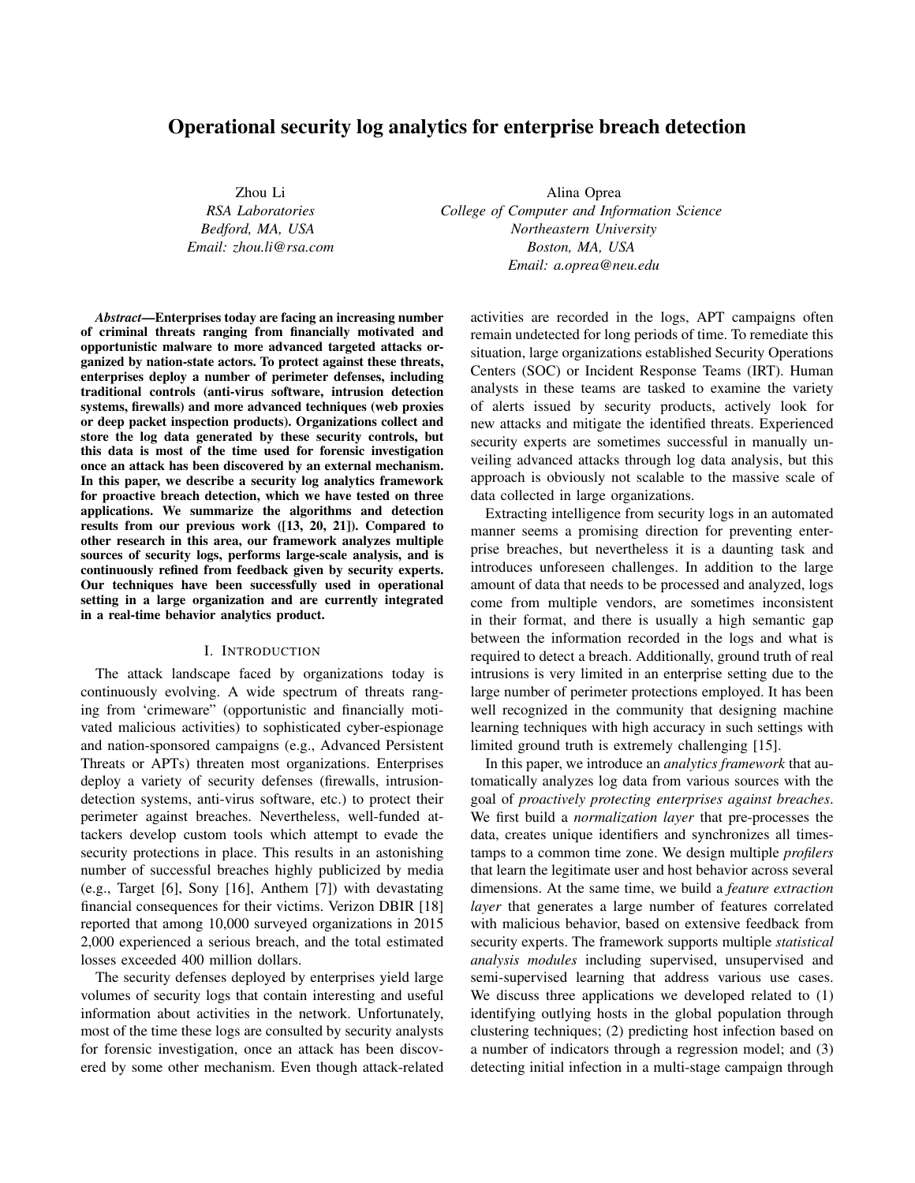# Operational security log analytics for enterprise breach detection

Zhou Li
*RSA Laboratories*
*Bedford, MA, USA*
*Email: zhou.li@rsa.com*

Alina Oprea
*College of Computer and Information Science*
*Northeastern University*
*Boston, MA, USA*
*Email: a.oprea@neu.edu*

***Abstract*—Enterprises today are facing an increasing number of criminal threats ranging from financially motivated and opportunistic malware to more advanced targeted attacks organized by nation-state actors. To protect against these threats, enterprises deploy a number of perimeter defenses, including traditional controls (anti-virus software, intrusion detection systems, firewalls) and more advanced techniques (web proxies or deep packet inspection products). Organizations collect and store the log data generated by these security controls, but this data is most of the time used for forensic investigation once an attack has been discovered by an external mechanism. In this paper, we describe a security log analytics framework for proactive breach detection, which we have tested on three applications. We summarize the algorithms and detection results from our previous work ([13, 20, 21]). Compared to other research in this area, our framework analyzes multiple sources of security logs, performs large-scale analysis, and is continuously refined from feedback given by security experts. Our techniques have been successfully used in operational setting in a large organization and are currently integrated in a real-time behavior analytics product.**

## I. Introduction

The attack landscape faced by organizations today is continuously evolving. A wide spectrum of threats ranging from 'crimeware" (opportunistic and financially motivated malicious activities) to sophisticated cyber-espionage and nation-sponsored campaigns (e.g., Advanced Persistent Threats or APTs) threaten most organizations. Enterprises deploy a variety of security defenses (firewalls, intrusion-detection systems, anti-virus software, etc.) to protect their perimeter against breaches. Nevertheless, well-funded attackers develop custom tools which attempt to evade the security protections in place. This results in an astonishing number of successful breaches highly publicized by media (e.g., Target [6], Sony [16], Anthem [7]) with devastating financial consequences for their victims. Verizon DBIR [18] reported that among 10,000 surveyed organizations in 2015 2,000 experienced a serious breach, and the total estimated losses exceeded 400 million dollars.

The security defenses deployed by enterprises yield large volumes of security logs that contain interesting and useful information about activities in the network. Unfortunately, most of the time these logs are consulted by security analysts for forensic investigation, once an attack has been discovered by some other mechanism. Even though attack-related activities are recorded in the logs, APT campaigns often remain undetected for long periods of time. To remediate this situation, large organizations established Security Operations Centers (SOC) or Incident Response Teams (IRT). Human analysts in these teams are tasked to examine the variety of alerts issued by security products, actively look for new attacks and mitigate the identified threats. Experienced security experts are sometimes successful in manually unveiling advanced attacks through log data analysis, but this approach is obviously not scalable to the massive scale of data collected in large organizations.

Extracting intelligence from security logs in an automated manner seems a promising direction for preventing enterprise breaches, but nevertheless it is a daunting task and introduces unforeseen challenges. In addition to the large amount of data that needs to be processed and analyzed, logs come from multiple vendors, are sometimes inconsistent in their format, and there is usually a high semantic gap between the information recorded in the logs and what is required to detect a breach. Additionally, ground truth of real intrusions is very limited in an enterprise setting due to the large number of perimeter protections employed. It has been well recognized in the community that designing machine learning techniques with high accuracy in such settings with limited ground truth is extremely challenging [15].

In this paper, we introduce an *analytics framework* that automatically analyzes log data from various sources with the goal of *proactively protecting enterprises against breaches*. We first build a *normalization layer* that pre-processes the data, creates unique identifiers and synchronizes all timestamps to a common time zone. We design multiple *profilers* that learn the legitimate user and host behavior across several dimensions. At the same time, we build a *feature extraction layer* that generates a large number of features correlated with malicious behavior, based on extensive feedback from security experts. The framework supports multiple *statistical analysis modules* including supervised, unsupervised and semi-supervised learning that address various use cases. We discuss three applications we developed related to (1) identifying outlying hosts in the global population through clustering techniques; (2) predicting host infection based on a number of indicators through a regression model; and (3) detecting initial infection in a multi-stage campaign through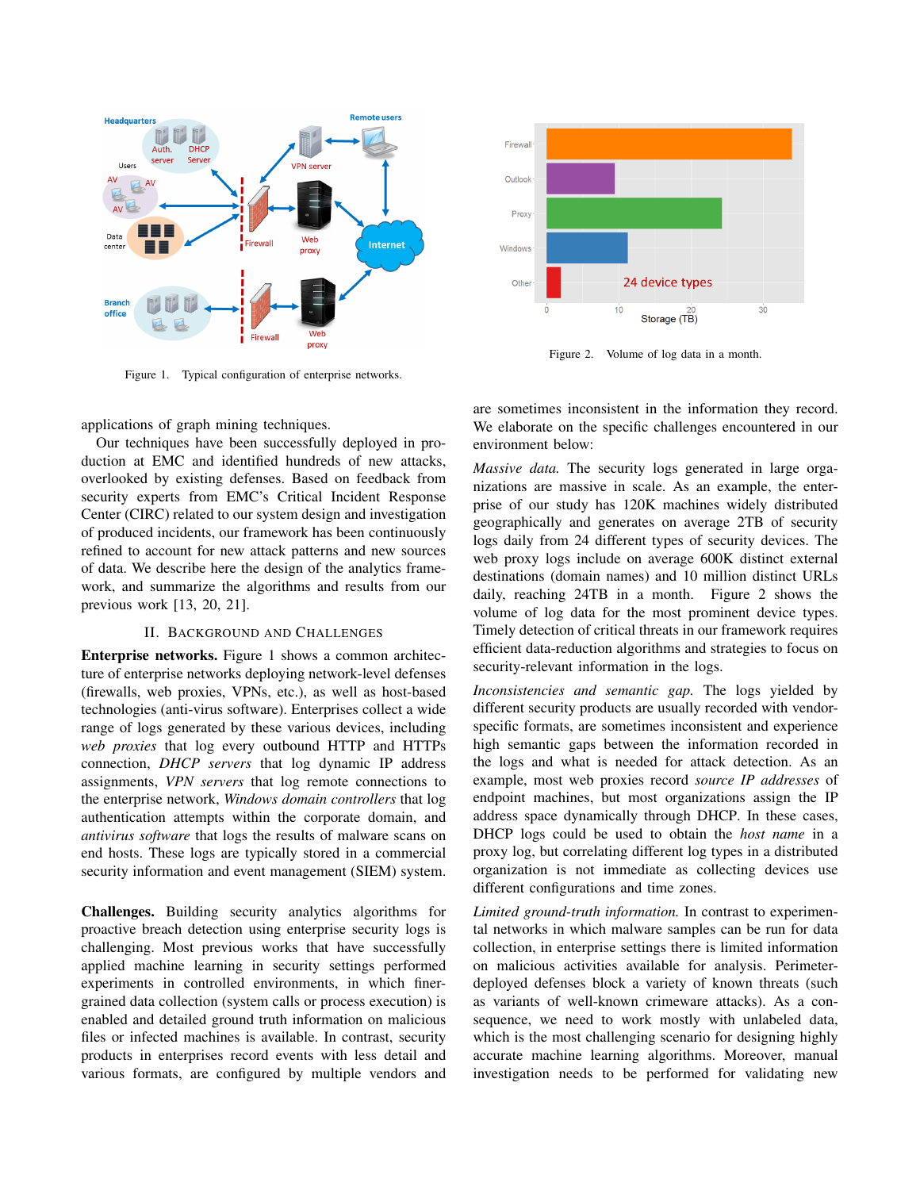Figure 1. Typical configuration of enterprise networks.

Figure 2. Volume of log data in a month.

applications of graph mining techniques.

Our techniques have been successfully deployed in production at EMC and identified hundreds of new attacks, overlooked by existing defenses. Based on feedback from security experts from EMC's Critical Incident Response Center (CIRC) related to our system design and investigation of produced incidents, our framework has been continuously refined to account for new attack patterns and new sources of data. We describe here the design of the analytics framework, and summarize the algorithms and results from our previous work [13, 20, 21].

## II. Background and Challenges

**Enterprise networks.** Figure 1 shows a common architecture of enterprise networks deploying network-level defenses (firewalls, web proxies, VPNs, etc.), as well as host-based technologies (anti-virus software). Enterprises collect a wide range of logs generated by these various devices, including *web proxies* that log every outbound HTTP and HTTPs connection, *DHCP servers* that log dynamic IP address assignments, *VPN servers* that log remote connections to the enterprise network, *Windows domain controllers* that log authentication attempts within the corporate domain, and *antivirus software* that logs the results of malware scans on end hosts. These logs are typically stored in a commercial security information and event management (SIEM) system.

**Challenges.** Building security analytics algorithms for proactive breach detection using enterprise security logs is challenging. Most previous works that have successfully applied machine learning in security settings performed experiments in controlled environments, in which finer-grained data collection (system calls or process execution) is enabled and detailed ground truth information on malicious files or infected machines is available. In contrast, security products in enterprises record events with less detail and various formats, are configured by multiple vendors and are sometimes inconsistent in the information they record. We elaborate on the specific challenges encountered in our environment below:

*Massive data.* The security logs generated in large organizations are massive in scale. As an example, the enterprise of our study has 120K machines widely distributed geographically and generates on average 2TB of security logs daily from 24 different types of security devices. The web proxy logs include on average 600K distinct external destinations (domain names) and 10 million distinct URLs daily, reaching 24TB in a month. Figure 2 shows the volume of log data for the most prominent device types. Timely detection of critical threats in our framework requires efficient data-reduction algorithms and strategies to focus on security-relevant information in the logs.

*Inconsistencies and semantic gap.* The logs yielded by different security products are usually recorded with vendor-specific formats, are sometimes inconsistent and experience high semantic gaps between the information recorded in the logs and what is needed for attack detection. As an example, most web proxies record *source IP addresses* of endpoint machines, but most organizations assign the IP address space dynamically through DHCP. In these cases, DHCP logs could be used to obtain the *host name* in a proxy log, but correlating different log types in a distributed organization is not immediate as collecting devices use different configurations and time zones.

*Limited ground-truth information.* In contrast to experimental networks in which malware samples can be run for data collection, in enterprise settings there is limited information on malicious activities available for analysis. Perimeter-deployed defenses block a variety of known threats (such as variants of well-known crimeware attacks). As a consequence, we need to work mostly with unlabeled data, which is the most challenging scenario for designing highly accurate machine learning algorithms. Moreover, manual investigation needs to be performed for validating new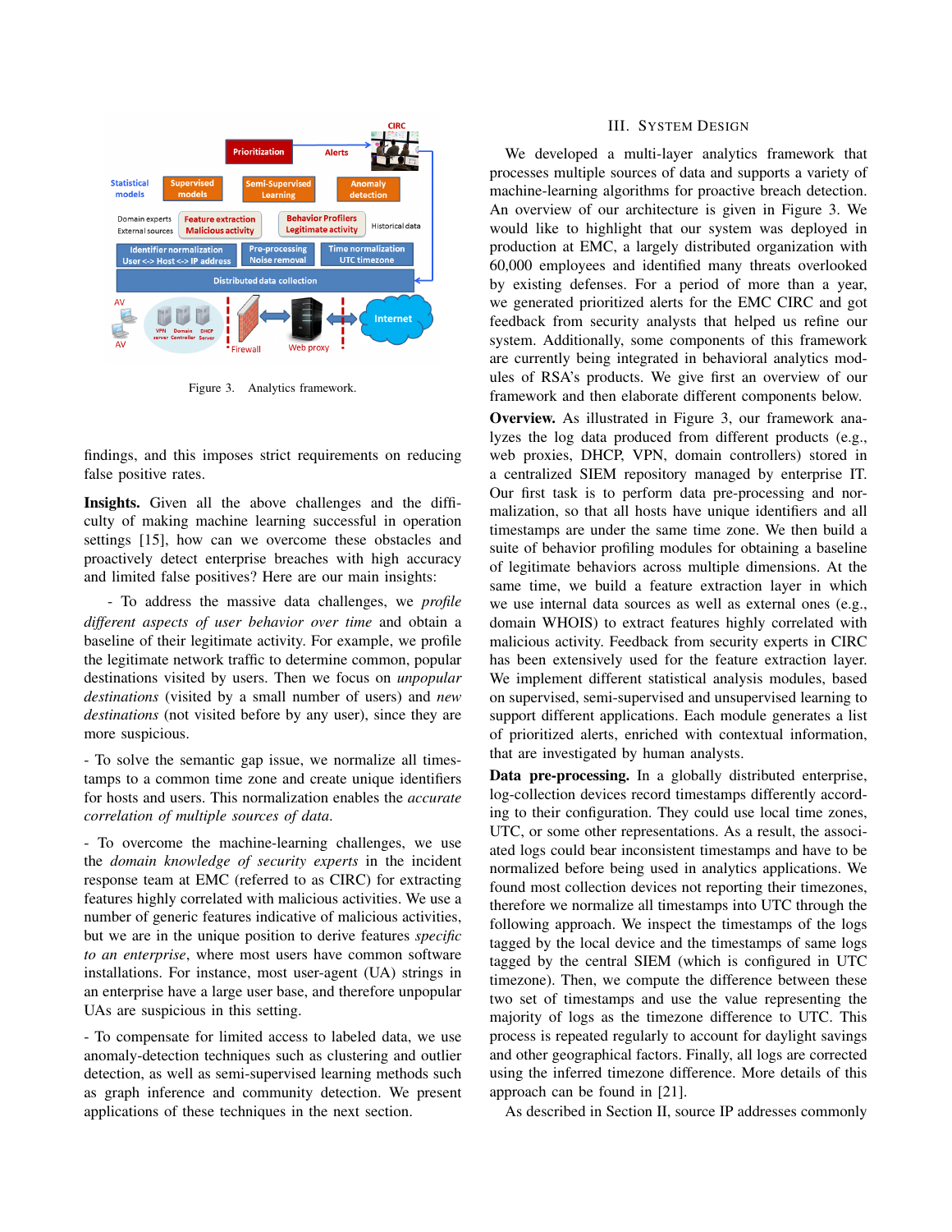Figure 3. Analytics framework.

findings, and this imposes strict requirements on reducing false positive rates.

**Insights.** Given all the above challenges and the difficulty of making machine learning successful in operation settings [15], how can we overcome these obstacles and proactively detect enterprise breaches with high accuracy and limited false positives? Here are our main insights:

- To address the massive data challenges, we *profile different aspects of user behavior over time* and obtain a baseline of their legitimate activity. For example, we profile the legitimate network traffic to determine common, popular destinations visited by users. Then we focus on *unpopular destinations* (visited by a small number of users) and *new destinations* (not visited before by any user), since they are more suspicious.

- To solve the semantic gap issue, we normalize all timestamps to a common time zone and create unique identifiers for hosts and users. This normalization enables the *accurate correlation of multiple sources of data*.

- To overcome the machine-learning challenges, we use the *domain knowledge of security experts* in the incident response team at EMC (referred to as CIRC) for extracting features highly correlated with malicious activities. We use a number of generic features indicative of malicious activities, but we are in the unique position to derive features *specific to an enterprise*, where most users have common software installations. For instance, most user-agent (UA) strings in an enterprise have a large user base, and therefore unpopular UAs are suspicious in this setting.

- To compensate for limited access to labeled data, we use anomaly-detection techniques such as clustering and outlier detection, as well as semi-supervised learning methods such as graph inference and community detection. We present applications of these techniques in the next section.

## III. System Design

We developed a multi-layer analytics framework that processes multiple sources of data and supports a variety of machine-learning algorithms for proactive breach detection. An overview of our architecture is given in Figure 3. We would like to highlight that our system was deployed in production at EMC, a largely distributed organization with 60,000 employees and identified many threats overlooked by existing defenses. For a period of more than a year, we generated prioritized alerts for the EMC CIRC and got feedback from security analysts that helped us refine our system. Additionally, some components of this framework are currently being integrated in behavioral analytics modules of RSA's products. We give first an overview of our framework and then elaborate different components below.

**Overview.** As illustrated in Figure 3, our framework analyzes the log data produced from different products (e.g., web proxies, DHCP, VPN, domain controllers) stored in a centralized SIEM repository managed by enterprise IT. Our first task is to perform data pre-processing and normalization, so that all hosts have unique identifiers and all timestamps are under the same time zone. We then build a suite of behavior profiling modules for obtaining a baseline of legitimate behaviors across multiple dimensions. At the same time, we build a feature extraction layer in which we use internal data sources as well as external ones (e.g., domain WHOIS) to extract features highly correlated with malicious activity. Feedback from security experts in CIRC has been extensively used for the feature extraction layer. We implement different statistical analysis modules, based on supervised, semi-supervised and unsupervised learning to support different applications. Each module generates a list of prioritized alerts, enriched with contextual information, that are investigated by human analysts.

**Data pre-processing.** In a globally distributed enterprise, log-collection devices record timestamps differently according to their configuration. They could use local time zones, UTC, or some other representations. As a result, the associated logs could bear inconsistent timestamps and have to be normalized before being used in analytics applications. We found most collection devices not reporting their timezones, therefore we normalize all timestamps into UTC through the following approach. We inspect the timestamps of the logs tagged by the local device and the timestamps of same logs tagged by the central SIEM (which is configured in UTC timezone). Then, we compute the difference between these two set of timestamps and use the value representing the majority of logs as the timezone difference to UTC. This process is repeated regularly to account for daylight savings and other geographical factors. Finally, all logs are corrected using the inferred timezone difference. More details of this approach can be found in [21].

As described in Section II, source IP addresses commonly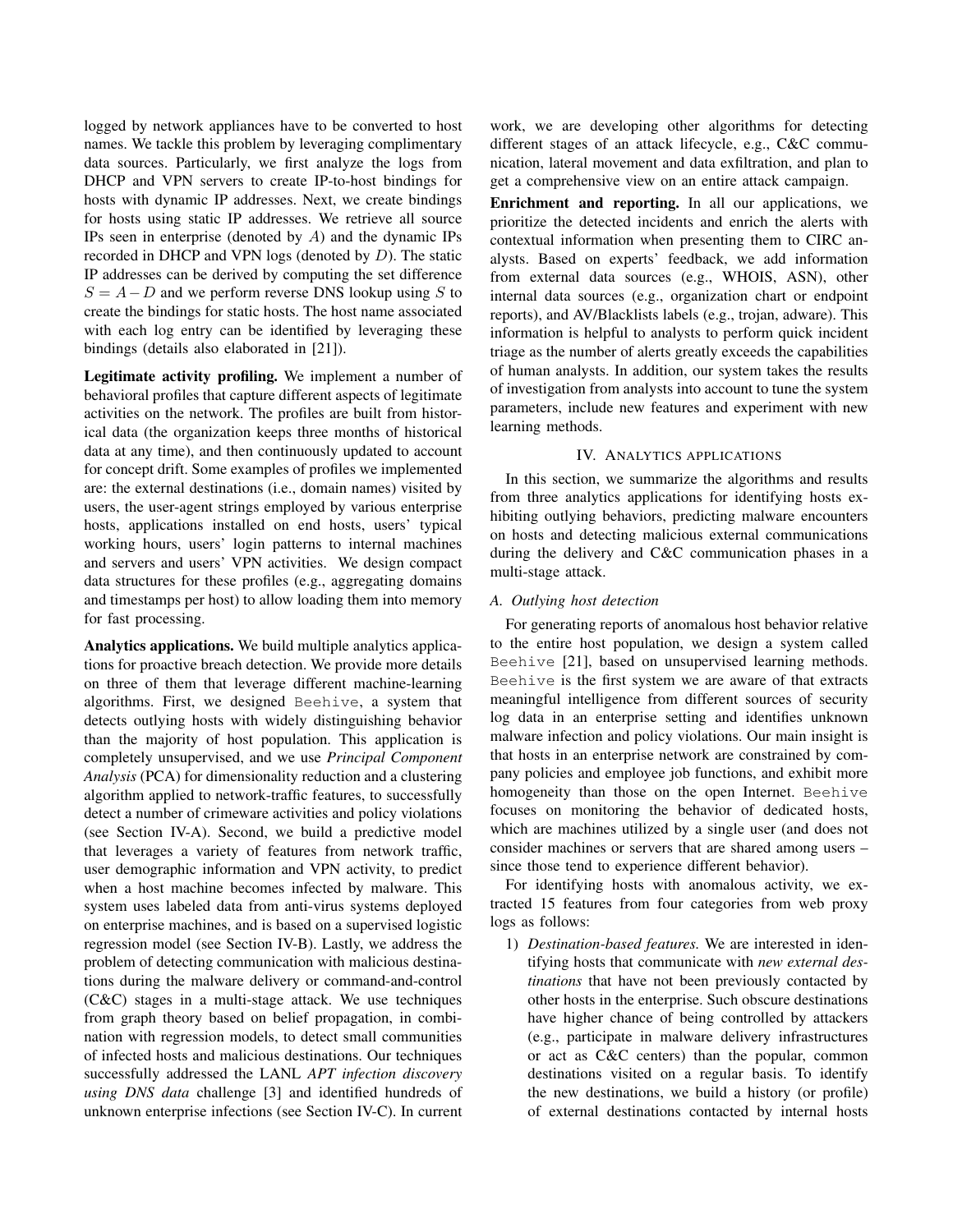logged by network appliances have to be converted to host names. We tackle this problem by leveraging complimentary data sources. Particularly, we first analyze the logs from DHCP and VPN servers to create IP-to-host bindings for hosts with dynamic IP addresses. Next, we create bindings for hosts using static IP addresses. We retrieve all source IPs seen in enterprise (denoted by $A$) and the dynamic IPs recorded in DHCP and VPN logs (denoted by $D$). The static IP addresses can be derived by computing the set difference $S = A - D$ and we perform reverse DNS lookup using $S$ to create the bindings for static hosts. The host name associated with each log entry can be identified by leveraging these bindings (details also elaborated in [21]).

**Legitimate activity profiling.** We implement a number of behavioral profiles that capture different aspects of legitimate activities on the network. The profiles are built from historical data (the organization keeps three months of historical data at any time), and then continuously updated to account for concept drift. Some examples of profiles we implemented are: the external destinations (i.e., domain names) visited by users, the user-agent strings employed by various enterprise hosts, applications installed on end hosts, users' typical working hours, users' login patterns to internal machines and servers and users' VPN activities. We design compact data structures for these profiles (e.g., aggregating domains and timestamps per host) to allow loading them into memory for fast processing.

**Analytics applications.** We build multiple analytics applications for proactive breach detection. We provide more details on three of them that leverage different machine-learning algorithms. First, we designed `Beehive`, a system that detects outlying hosts with widely distinguishing behavior than the majority of host population. This application is completely unsupervised, and we use *Principal Component Analysis* (PCA) for dimensionality reduction and a clustering algorithm applied to network-traffic features, to successfully detect a number of crimeware activities and policy violations (see Section IV-A). Second, we build a predictive model that leverages a variety of features from network traffic, user demographic information and VPN activity, to predict when a host machine becomes infected by malware. This system uses labeled data from anti-virus systems deployed on enterprise machines, and is based on a supervised logistic regression model (see Section IV-B). Lastly, we address the problem of detecting communication with malicious destinations during the malware delivery or command-and-control (C&C) stages in a multi-stage attack. We use techniques from graph theory based on belief propagation, in combination with regression models, to detect small communities of infected hosts and malicious destinations. Our techniques successfully addressed the LANL *APT infection discovery using DNS data* challenge [3] and identified hundreds of unknown enterprise infections (see Section IV-C). In current work, we are developing other algorithms for detecting different stages of an attack lifecycle, e.g., C&C communication, lateral movement and data exfiltration, and plan to get a comprehensive view on an entire attack campaign.

**Enrichment and reporting.** In all our applications, we prioritize the detected incidents and enrich the alerts with contextual information when presenting them to CIRC analysts. Based on experts' feedback, we add information from external data sources (e.g., WHOIS, ASN), other internal data sources (e.g., organization chart or endpoint reports), and AV/Blacklists labels (e.g., trojan, adware). This information is helpful to analysts to perform quick incident triage as the number of alerts greatly exceeds the capabilities of human analysts. In addition, our system takes the results of investigation from analysts into account to tune the system parameters, include new features and experiment with new learning methods.

## IV. Analytics applications

In this section, we summarize the algorithms and results from three analytics applications for identifying hosts exhibiting outlying behaviors, predicting malware encounters on hosts and detecting malicious external communications during the delivery and C&C communication phases in a multi-stage attack.

### A. Outlying host detection

For generating reports of anomalous host behavior relative to the entire host population, we design a system called `Beehive` [21], based on unsupervised learning methods. `Beehive` is the first system we are aware of that extracts meaningful intelligence from different sources of security log data in an enterprise setting and identifies unknown malware infection and policy violations. Our main insight is that hosts in an enterprise network are constrained by company policies and employee job functions, and exhibit more homogeneity than those on the open Internet. `Beehive` focuses on monitoring the behavior of dedicated hosts, which are machines utilized by a single user (and does not consider machines or servers that are shared among users – since those tend to experience different behavior).

For identifying hosts with anomalous activity, we extracted 15 features from four categories from web proxy logs as follows:

1) *Destination-based features.* We are interested in identifying hosts that communicate with *new external destinations* that have not been previously contacted by other hosts in the enterprise. Such obscure destinations have higher chance of being controlled by attackers (e.g., participate in malware delivery infrastructures or act as C&C centers) than the popular, common destinations visited on a regular basis. To identify the new destinations, we build a history (or profile) of external destinations contacted by internal hosts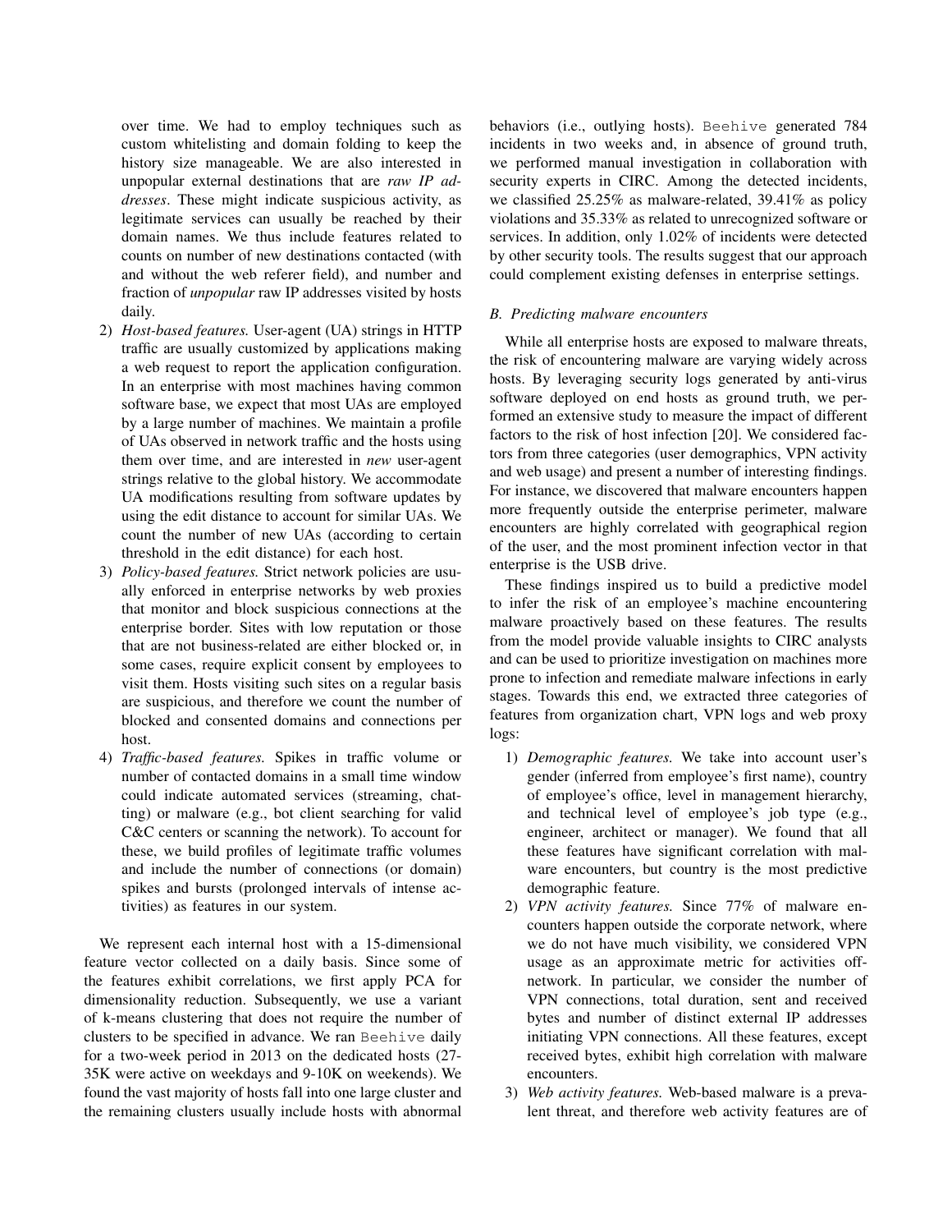over time. We had to employ techniques such as custom whitelisting and domain folding to keep the history size manageable. We are also interested in unpopular external destinations that are *raw IP addresses*. These might indicate suspicious activity, as legitimate services can usually be reached by their domain names. We thus include features related to counts on number of new destinations contacted (with and without the web referer field), and number and fraction of *unpopular* raw IP addresses visited by hosts daily.

2) *Host-based features.* User-agent (UA) strings in HTTP traffic are usually customized by applications making a web request to report the application configuration. In an enterprise with most machines having common software base, we expect that most UAs are employed by a large number of machines. We maintain a profile of UAs observed in network traffic and the hosts using them over time, and are interested in *new* user-agent strings relative to the global history. We accommodate UA modifications resulting from software updates by using the edit distance to account for similar UAs. We count the number of new UAs (according to certain threshold in the edit distance) for each host.
3) *Policy-based features.* Strict network policies are usually enforced in enterprise networks by web proxies that monitor and block suspicious connections at the enterprise border. Sites with low reputation or those that are not business-related are either blocked or, in some cases, require explicit consent by employees to visit them. Hosts visiting such sites on a regular basis are suspicious, and therefore we count the number of blocked and consented domains and connections per host.
4) *Traffic-based features.* Spikes in traffic volume or number of contacted domains in a small time window could indicate automated services (streaming, chatting) or malware (e.g., bot client searching for valid C&C centers or scanning the network). To account for these, we build profiles of legitimate traffic volumes and include the number of connections (or domain) spikes and bursts (prolonged intervals of intense activities) as features in our system.

We represent each internal host with a 15-dimensional feature vector collected on a daily basis. Since some of the features exhibit correlations, we first apply PCA for dimensionality reduction. Subsequently, we use a variant of k-means clustering that does not require the number of clusters to be specified in advance. We ran Beehive daily for a two-week period in 2013 on the dedicated hosts (27-35K were active on weekdays and 9-10K on weekends). We found the vast majority of hosts fall into one large cluster and the remaining clusters usually include hosts with abnormal behaviors (i.e., outlying hosts). Beehive generated 784 incidents in two weeks and, in absence of ground truth, we performed manual investigation in collaboration with security experts in CIRC. Among the detected incidents, we classified 25.25% as malware-related, 39.41% as policy violations and 35.33% as related to unrecognized software or services. In addition, only 1.02% of incidents were detected by other security tools. The results suggest that our approach could complement existing defenses in enterprise settings.

### *B. Predicting malware encounters*

While all enterprise hosts are exposed to malware threats, the risk of encountering malware are varying widely across hosts. By leveraging security logs generated by anti-virus software deployed on end hosts as ground truth, we performed an extensive study to measure the impact of different factors to the risk of host infection [20]. We considered factors from three categories (user demographics, VPN activity and web usage) and present a number of interesting findings. For instance, we discovered that malware encounters happen more frequently outside the enterprise perimeter, malware encounters are highly correlated with geographical region of the user, and the most prominent infection vector in that enterprise is the USB drive.

These findings inspired us to build a predictive model to infer the risk of an employee's machine encountering malware proactively based on these features. The results from the model provide valuable insights to CIRC analysts and can be used to prioritize investigation on machines more prone to infection and remediate malware infections in early stages. Towards this end, we extracted three categories of features from organization chart, VPN logs and web proxy logs:

1) *Demographic features.* We take into account user's gender (inferred from employee's first name), country of employee's office, level in management hierarchy, and technical level of employee's job type (e.g., engineer, architect or manager). We found that all these features have significant correlation with malware encounters, but country is the most predictive demographic feature.
2) *VPN activity features.* Since 77% of malware encounters happen outside the corporate network, where we do not have much visibility, we considered VPN usage as an approximate metric for activities off-network. In particular, we consider the number of VPN connections, total duration, sent and received bytes and number of distinct external IP addresses initiating VPN connections. All these features, except received bytes, exhibit high correlation with malware encounters.
3) *Web activity features.* Web-based malware is a prevalent threat, and therefore web activity features are of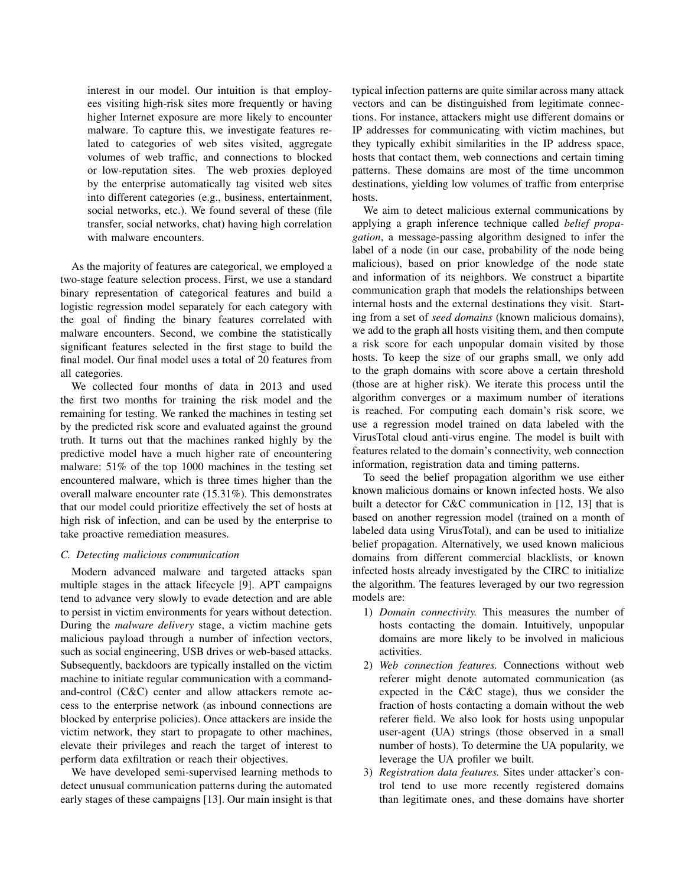interest in our model. Our intuition is that employees visiting high-risk sites more frequently or having higher Internet exposure are more likely to encounter malware. To capture this, we investigate features related to categories of web sites visited, aggregate volumes of web traffic, and connections to blocked or low-reputation sites. The web proxies deployed by the enterprise automatically tag visited web sites into different categories (e.g., business, entertainment, social networks, etc.). We found several of these (file transfer, social networks, chat) having high correlation with malware encounters.

As the majority of features are categorical, we employed a two-stage feature selection process. First, we use a standard binary representation of categorical features and build a logistic regression model separately for each category with the goal of finding the binary features correlated with malware encounters. Second, we combine the statistically significant features selected in the first stage to build the final model. Our final model uses a total of 20 features from all categories.

We collected four months of data in 2013 and used the first two months for training the risk model and the remaining for testing. We ranked the machines in testing set by the predicted risk score and evaluated against the ground truth. It turns out that the machines ranked highly by the predictive model have a much higher rate of encountering malware: 51% of the top 1000 machines in the testing set encountered malware, which is three times higher than the overall malware encounter rate (15.31%). This demonstrates that our model could prioritize effectively the set of hosts at high risk of infection, and can be used by the enterprise to take proactive remediation measures.

### C. Detecting malicious communication

Modern advanced malware and targeted attacks span multiple stages in the attack lifecycle [9]. APT campaigns tend to advance very slowly to evade detection and are able to persist in victim environments for years without detection. During the *malware delivery* stage, a victim machine gets malicious payload through a number of infection vectors, such as social engineering, USB drives or web-based attacks. Subsequently, backdoors are typically installed on the victim machine to initiate regular communication with a command-and-control (C&C) center and allow attackers remote access to the enterprise network (as inbound connections are blocked by enterprise policies). Once attackers are inside the victim network, they start to propagate to other machines, elevate their privileges and reach the target of interest to perform data exfiltration or reach their objectives.

We have developed semi-supervised learning methods to detect unusual communication patterns during the automated early stages of these campaigns [13]. Our main insight is that typical infection patterns are quite similar across many attack vectors and can be distinguished from legitimate connections. For instance, attackers might use different domains or IP addresses for communicating with victim machines, but they typically exhibit similarities in the IP address space, hosts that contact them, web connections and certain timing patterns. These domains are most of the time uncommon destinations, yielding low volumes of traffic from enterprise hosts.

We aim to detect malicious external communications by applying a graph inference technique called *belief propagation*, a message-passing algorithm designed to infer the label of a node (in our case, probability of the node being malicious), based on prior knowledge of the node state and information of its neighbors. We construct a bipartite communication graph that models the relationships between internal hosts and the external destinations they visit. Starting from a set of *seed domains* (known malicious domains), we add to the graph all hosts visiting them, and then compute a risk score for each unpopular domain visited by those hosts. To keep the size of our graphs small, we only add to the graph domains with score above a certain threshold (those are at higher risk). We iterate this process until the algorithm converges or a maximum number of iterations is reached. For computing each domain's risk score, we use a regression model trained on data labeled with the VirusTotal cloud anti-virus engine. The model is built with features related to the domain's connectivity, web connection information, registration data and timing patterns.

To seed the belief propagation algorithm we use either known malicious domains or known infected hosts. We also built a detector for C&C communication in [12, 13] that is based on another regression model (trained on a month of labeled data using VirusTotal), and can be used to initialize belief propagation. Alternatively, we used known malicious domains from different commercial blacklists, or known infected hosts already investigated by the CIRC to initialize the algorithm. The features leveraged by our two regression models are:

1) *Domain connectivity.* This measures the number of hosts contacting the domain. Intuitively, unpopular domains are more likely to be involved in malicious activities.
2) *Web connection features.* Connections without web referer might denote automated communication (as expected in the C&C stage), thus we consider the fraction of hosts contacting a domain without the web referer field. We also look for hosts using unpopular user-agent (UA) strings (those observed in a small number of hosts). To determine the UA popularity, we leverage the UA profiler we built.
3) *Registration data features.* Sites under attacker's control tend to use more recently registered domains than legitimate ones, and these domains have shorter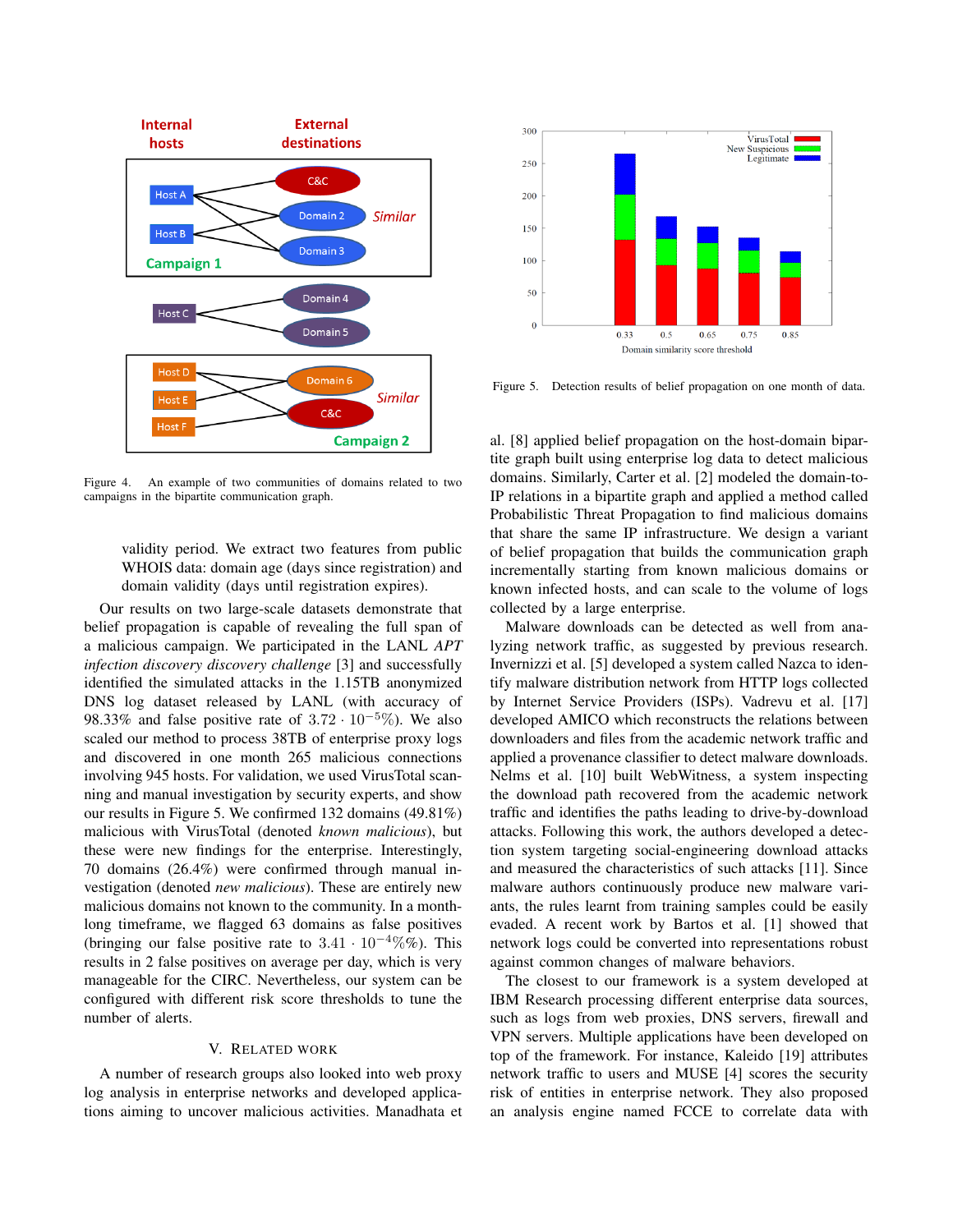Figure 4. An example of two communities of domains related to two campaigns in the bipartite communication graph.

Figure 5. Detection results of belief propagation on one month of data.

validity period. We extract two features from public WHOIS data: domain age (days since registration) and domain validity (days until registration expires).

Our results on two large-scale datasets demonstrate that belief propagation is capable of revealing the full span of a malicious campaign. We participated in the LANL *APT infection discovery discovery challenge* [3] and successfully identified the simulated attacks in the 1.15TB anonymized DNS log dataset released by LANL (with accuracy of 98.33% and false positive rate of $3.72 \cdot 10^{-5}\%$). We also scaled our method to process 38TB of enterprise proxy logs and discovered in one month 265 malicious connections involving 945 hosts. For validation, we used VirusTotal scanning and manual investigation by security experts, and show our results in Figure 5. We confirmed 132 domains (49.81%) malicious with VirusTotal (denoted *known malicious*), but these were new findings for the enterprise. Interestingly, 70 domains (26.4%) were confirmed through manual investigation (denoted *new malicious*). These are entirely new malicious domains not known to the community. In a month-long timeframe, we flagged 63 domains as false positives (bringing our false positive rate to $3.41 \cdot 10^{-4}\%$). This results in 2 false positives on average per day, which is very manageable for the CIRC. Nevertheless, our system can be configured with different risk score thresholds to tune the number of alerts.

## V. Related Work

A number of research groups also looked into web proxy log analysis in enterprise networks and developed applications aiming to uncover malicious activities. Manadhata et al. [8] applied belief propagation on the host-domain bipartite graph built using enterprise log data to detect malicious domains. Similarly, Carter et al. [2] modeled the domain-to-IP relations in a bipartite graph and applied a method called Probabilistic Threat Propagation to find malicious domains that share the same IP infrastructure. We design a variant of belief propagation that builds the communication graph incrementally starting from known malicious domains or known infected hosts, and can scale to the volume of logs collected by a large enterprise.

Malware downloads can be detected as well from analyzing network traffic, as suggested by previous research. Invernizzi et al. [5] developed a system called Nazca to identify malware distribution network from HTTP logs collected by Internet Service Providers (ISPs). Vadrevu et al. [17] developed AMICO which reconstructs the relations between downloaders and files from the academic network traffic and applied a provenance classifier to detect malware downloads. Nelms et al. [10] built WebWitness, a system inspecting the download path recovered from the academic network traffic and identifies the paths leading to drive-by-download attacks. Following this work, the authors developed a detection system targeting social-engineering download attacks and measured the characteristics of such attacks [11]. Since malware authors continuously produce new malware variants, the rules learnt from training samples could be easily evaded. A recent work by Bartos et al. [1] showed that network logs could be converted into representations robust against common changes of malware behaviors.

The closest to our framework is a system developed at IBM Research processing different enterprise data sources, such as logs from web proxies, DNS servers, firewall and VPN servers. Multiple applications have been developed on top of the framework. For instance, Kaleido [19] attributes network traffic to users and MUSE [4] scores the security risk of entities in enterprise network. They also proposed an analysis engine named FCCE to correlate data with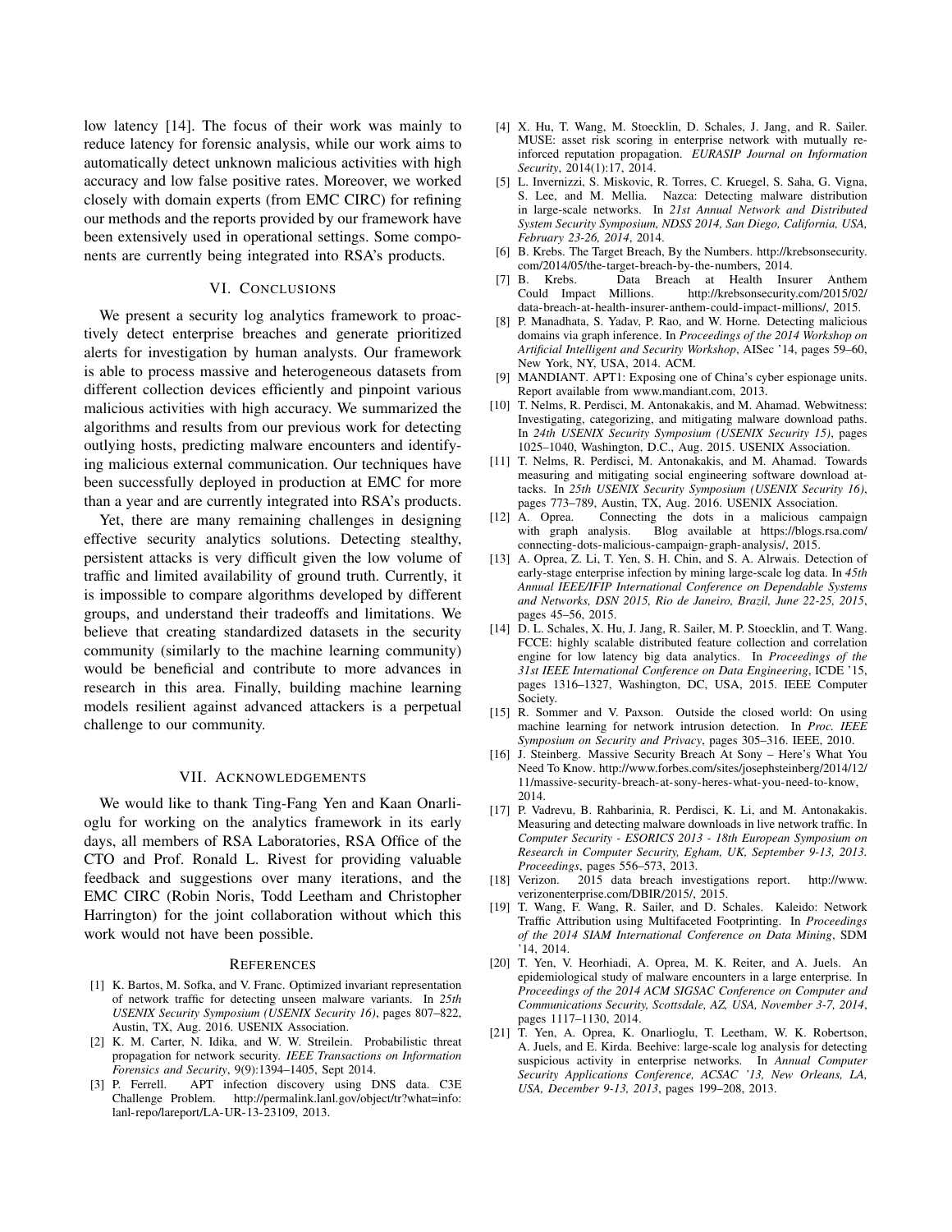low latency [14]. The focus of their work was mainly to reduce latency for forensic analysis, while our work aims to automatically detect unknown malicious activities with high accuracy and low false positive rates. Moreover, we worked closely with domain experts (from EMC CIRC) for refining our methods and the reports provided by our framework have been extensively used in operational settings. Some components are currently being integrated into RSA's products.

## VI. Conclusions

We present a security log analytics framework to proactively detect enterprise breaches and generate prioritized alerts for investigation by human analysts. Our framework is able to process massive and heterogeneous datasets from different collection devices efficiently and pinpoint various malicious activities with high accuracy. We summarized the algorithms and results from our previous work for detecting outlying hosts, predicting malware encounters and identifying malicious external communication. Our techniques have been successfully deployed in production at EMC for more than a year and are currently integrated into RSA's products.

Yet, there are many remaining challenges in designing effective security analytics solutions. Detecting stealthy, persistent attacks is very difficult given the low volume of traffic and limited availability of ground truth. Currently, it is impossible to compare algorithms developed by different groups, and understand their tradeoffs and limitations. We believe that creating standardized datasets in the security community (similarly to the machine learning community) would be beneficial and contribute to more advances in research in this area. Finally, building machine learning models resilient against advanced attackers is a perpetual challenge to our community.

## VII. Acknowledgements

We would like to thank Ting-Fang Yen and Kaan Onarlioglu for working on the analytics framework in its early days, all members of RSA Laboratories, RSA Office of the CTO and Prof. Ronald L. Rivest for providing valuable feedback and suggestions over many iterations, and the EMC CIRC (Robin Noris, Todd Leetham and Christopher Harrington) for the joint collaboration without which this work would not have been possible.

## References

[1] K. Bartos, M. Sofka, and V. Franc. Optimized invariant representation of network traffic for detecting unseen malware variants. In *25th USENIX Security Symposium (USENIX Security 16)*, pages 807–822, Austin, TX, Aug. 2016. USENIX Association.

[2] K. M. Carter, N. Idika, and W. W. Streilein. Probabilistic threat propagation for network security. *IEEE Transactions on Information Forensics and Security*, 9(9):1394–1405, Sept 2014.

[3] P. Ferrell. APT infection discovery using DNS data. C3E Challenge Problem. http://permalink.lanl.gov/object/tr?what=info:lanl-repo/lareport/LA-UR-13-23109, 2013.

[4] X. Hu, T. Wang, M. Stoecklin, D. Schales, J. Jang, and R. Sailer. MUSE: asset risk scoring in enterprise network with mutually reinforced reputation propagation. *EURASIP Journal on Information Security*, 2014(1):17, 2014.

[5] L. Invernizzi, S. Miskovic, R. Torres, C. Kruegel, S. Saha, G. Vigna, S. Lee, and M. Mellia. Nazca: Detecting malware distribution in large-scale networks. In *21st Annual Network and Distributed System Security Symposium, NDSS 2014, San Diego, California, USA, February 23-26, 2014*, 2014.

[6] B. Krebs. The Target Breach, By the Numbers. http://krebsonsecurity.com/2014/05/the-target-breach-by-the-numbers, 2014.

[7] B. Krebs. Data Breach at Health Insurer Anthem Could Impact Millions. http://krebsonsecurity.com/2015/02/data-breach-at-health-insurer-anthem-could-impact-millions/, 2015.

[8] P. Manadhata, S. Yadav, P. Rao, and W. Horne. Detecting malicious domains via graph inference. In *Proceedings of the 2014 Workshop on Artificial Intelligent and Security Workshop*, AISec '14, pages 59–60, New York, NY, USA, 2014. ACM.

[9] MANDIANT. APT1: Exposing one of China's cyber espionage units. Report available from www.mandiant.com, 2013.

[10] T. Nelms, R. Perdisci, M. Antonakakis, and M. Ahamad. Webwitness: Investigating, categorizing, and mitigating malware download paths. In *24th USENIX Security Symposium (USENIX Security 15)*, pages 1025–1040, Washington, D.C., Aug. 2015. USENIX Association.

[11] T. Nelms, R. Perdisci, M. Antonakakis, and M. Ahamad. Towards measuring and mitigating social engineering software download attacks. In *25th USENIX Security Symposium (USENIX Security 16)*, pages 773–789, Austin, TX, Aug. 2016. USENIX Association.

[12] A. Oprea. Connecting the dots in a malicious campaign with graph analysis. Blog available at https://blogs.rsa.com/connecting-dots-malicious-campaign-graph-analysis/, 2015.

[13] A. Oprea, Z. Li, T. Yen, S. H. Chin, and S. A. Alrwais. Detection of early-stage enterprise infection by mining large-scale log data. In *45th Annual IEEE/IFIP International Conference on Dependable Systems and Networks, DSN 2015, Rio de Janeiro, Brazil, June 22-25, 2015*, pages 45–56, 2015.

[14] D. L. Schales, X. Hu, J. Jang, R. Sailer, M. P. Stoecklin, and T. Wang. FCCE: highly scalable distributed feature collection and correlation engine for low latency big data analytics. In *Proceedings of the 31st IEEE International Conference on Data Engineering*, ICDE '15, pages 1316–1327, Washington, DC, USA, 2015. IEEE Computer Society.

[15] R. Sommer and V. Paxson. Outside the closed world: On using machine learning for network intrusion detection. In *Proc. IEEE Symposium on Security and Privacy*, pages 305–316. IEEE, 2010.

[16] J. Steinberg. Massive Security Breach At Sony – Here's What You Need To Know. http://www.forbes.com/sites/josephsteinberg/2014/12/11/massive-security-breach-at-sony-heres-what-you-need-to-know, 2014.

[17] P. Vadrevu, B. Rahbarinia, R. Perdisci, K. Li, and M. Antonakakis. Measuring and detecting malware downloads in live network traffic. In *Computer Security - ESORICS 2013 - 18th European Symposium on Research in Computer Security, Egham, UK, September 9-13, 2013. Proceedings*, pages 556–573, 2013.

[18] Verizon. 2015 data breach investigations report. http://www.verizonenterprise.com/DBIR/2015/, 2015.

[19] T. Wang, F. Wang, R. Sailer, and D. Schales. Kaleido: Network Traffic Attribution using Multifaceted Footprinting. In *Proceedings of the 2014 SIAM International Conference on Data Mining*, SDM '14, 2014.

[20] T. Yen, V. Heorhiadi, A. Oprea, M. K. Reiter, and A. Juels. An epidemiological study of malware encounters in a large enterprise. In *Proceedings of the 2014 ACM SIGSAC Conference on Computer and Communications Security, Scottsdale, AZ, USA, November 3-7, 2014*, pages 1117–1130, 2014.

[21] T. Yen, A. Oprea, K. Onarlioglu, T. Leetham, W. K. Robertson, A. Juels, and E. Kirda. Beehive: large-scale log analysis for detecting suspicious activity in enterprise networks. In *Annual Computer Security Applications Conference, ACSAC '13, New Orleans, LA, USA, December 9-13, 2013*, pages 199–208, 2013.